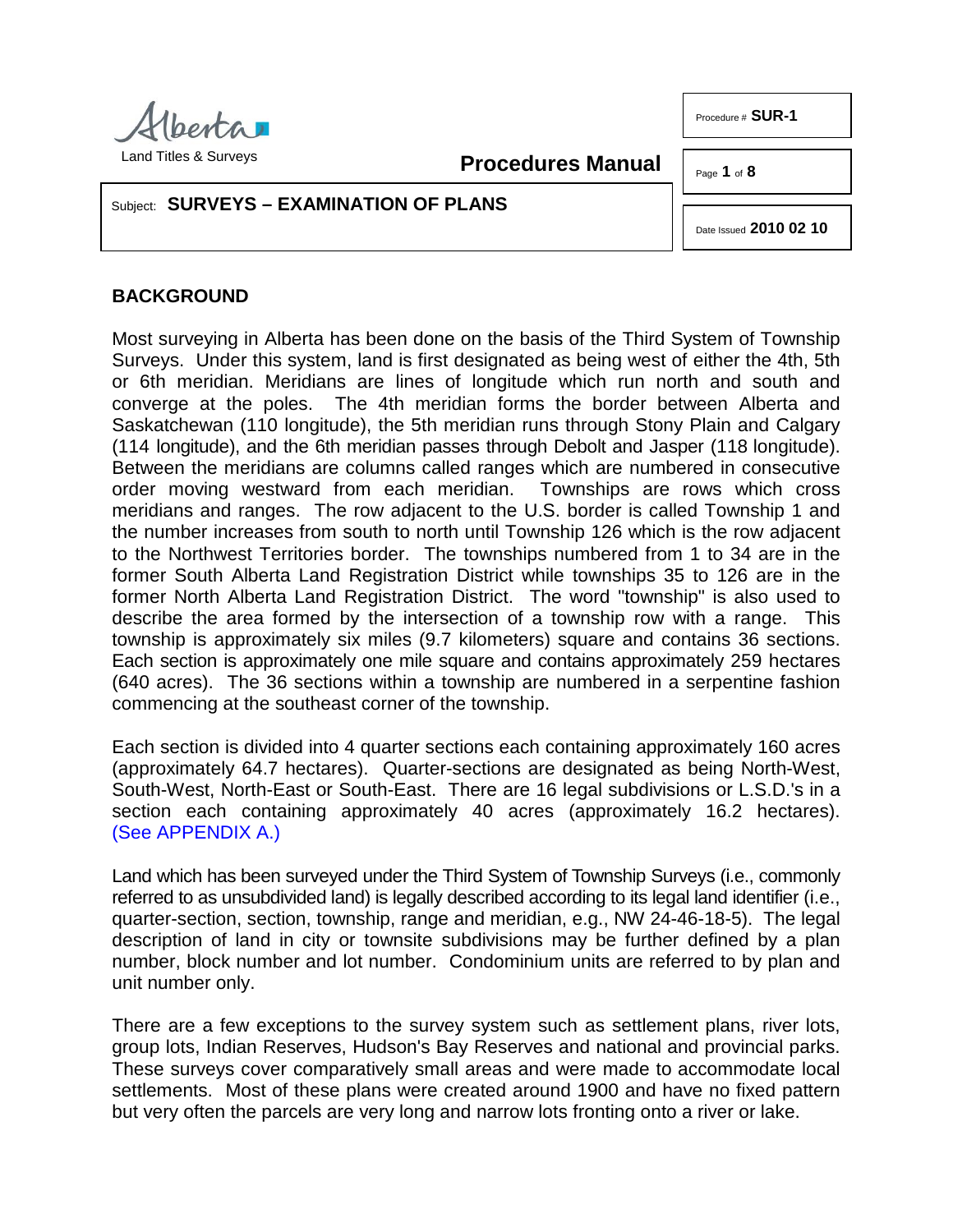Alberta
Land Titles & Surveys

**Procedures Manual**

Procedure # **SUR-1**

Date Issued **2010 02 10**

Subject: **SURVEYS – EXAMINATION OF PLANS**

## BACKGROUND

Most surveying in Alberta has been done on the basis of the Third System of Township Surveys. Under this system, land is first designated as being west of either the 4th, 5th or 6th meridian. Meridians are lines of longitude which run north and south and converge at the poles. The 4th meridian forms the border between Alberta and Saskatchewan (110 longitude), the 5th meridian runs through Stony Plain and Calgary (114 longitude), and the 6th meridian passes through Debolt and Jasper (118 longitude). Between the meridians are columns called ranges which are numbered in consecutive order moving westward from each meridian. Townships are rows which cross meridians and ranges. The row adjacent to the U.S. border is called Township 1 and the number increases from south to north until Township 126 which is the row adjacent to the Northwest Territories border. The townships numbered from 1 to 34 are in the former South Alberta Land Registration District while townships 35 to 126 are in the former North Alberta Land Registration District. The word "township" is also used to describe the area formed by the intersection of a township row with a range. This township is approximately six miles (9.7 kilometers) square and contains 36 sections. Each section is approximately one mile square and contains approximately 259 hectares (640 acres). The 36 sections within a township are numbered in a serpentine fashion commencing at the southeast corner of the township.

Each section is divided into 4 quarter sections each containing approximately 160 acres (approximately 64.7 hectares). Quarter-sections are designated as being North-West, South-West, North-East or South-East. There are 16 legal subdivisions or L.S.D.'s in a section each containing approximately 40 acres (approximately 16.2 hectares). (See APPENDIX A.)

Land which has been surveyed under the Third System of Township Surveys (i.e., commonly referred to as unsubdivided land) is legally described according to its legal land identifier (i.e., quarter-section, section, township, range and meridian, e.g., NW 24-46-18-5). The legal description of land in city or townsite subdivisions may be further defined by a plan number, block number and lot number. Condominium units are referred to by plan and unit number only.

There are a few exceptions to the survey system such as settlement plans, river lots, group lots, Indian Reserves, Hudson's Bay Reserves and national and provincial parks. These surveys cover comparatively small areas and were made to accommodate local settlements. Most of these plans were created around 1900 and have no fixed pattern but very often the parcels are very long and narrow lots fronting onto a river or lake.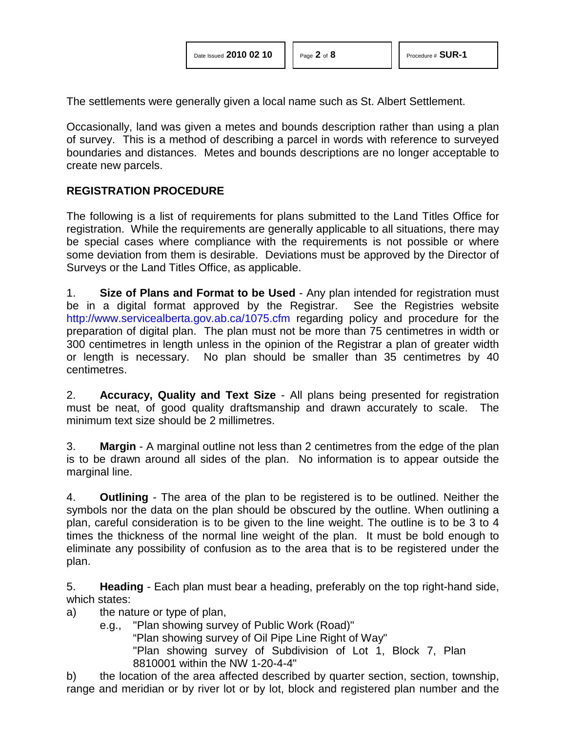The settlements were generally given a local name such as St. Albert Settlement.

Occasionally, land was given a metes and bounds description rather than using a plan of survey. This is a method of describing a parcel in words with reference to surveyed boundaries and distances. Metes and bounds descriptions are no longer acceptable to create new parcels.

## REGISTRATION PROCEDURE

The following is a list of requirements for plans submitted to the Land Titles Office for registration. While the requirements are generally applicable to all situations, there may be special cases where compliance with the requirements is not possible or where some deviation from them is desirable. Deviations must be approved by the Director of Surveys or the Land Titles Office, as applicable.

1. **Size of Plans and Format to be Used** - Any plan intended for registration must be in a digital format approved by the Registrar. See the Registries website http://www.servicealberta.gov.ab.ca/1075.cfm regarding policy and procedure for the preparation of digital plan. The plan must not be more than 75 centimetres in width or 300 centimetres in length unless in the opinion of the Registrar a plan of greater width or length is necessary. No plan should be smaller than 35 centimetres by 40 centimetres.

2. **Accuracy, Quality and Text Size** - All plans being presented for registration must be neat, of good quality draftsmanship and drawn accurately to scale. The minimum text size should be 2 millimetres.

3. **Margin** - A marginal outline not less than 2 centimetres from the edge of the plan is to be drawn around all sides of the plan. No information is to appear outside the marginal line.

4. **Outlining** - The area of the plan to be registered is to be outlined. Neither the symbols nor the data on the plan should be obscured by the outline. When outlining a plan, careful consideration is to be given to the line weight. The outline is to be 3 to 4 times the thickness of the normal line weight of the plan. It must be bold enough to eliminate any possibility of confusion as to the area that is to be registered under the plan.

5. **Heading** - Each plan must bear a heading, preferably on the top right-hand side, which states:

a) the nature or type of plan,
   e.g., "Plan showing survey of Public Work (Road)"
   "Plan showing survey of Oil Pipe Line Right of Way"
   "Plan showing survey of Subdivision of Lot 1, Block 7, Plan 8810001 within the NW 1-20-4-4"

b) the location of the area affected described by quarter section, section, township, range and meridian or by river lot or by lot, block and registered plan number and the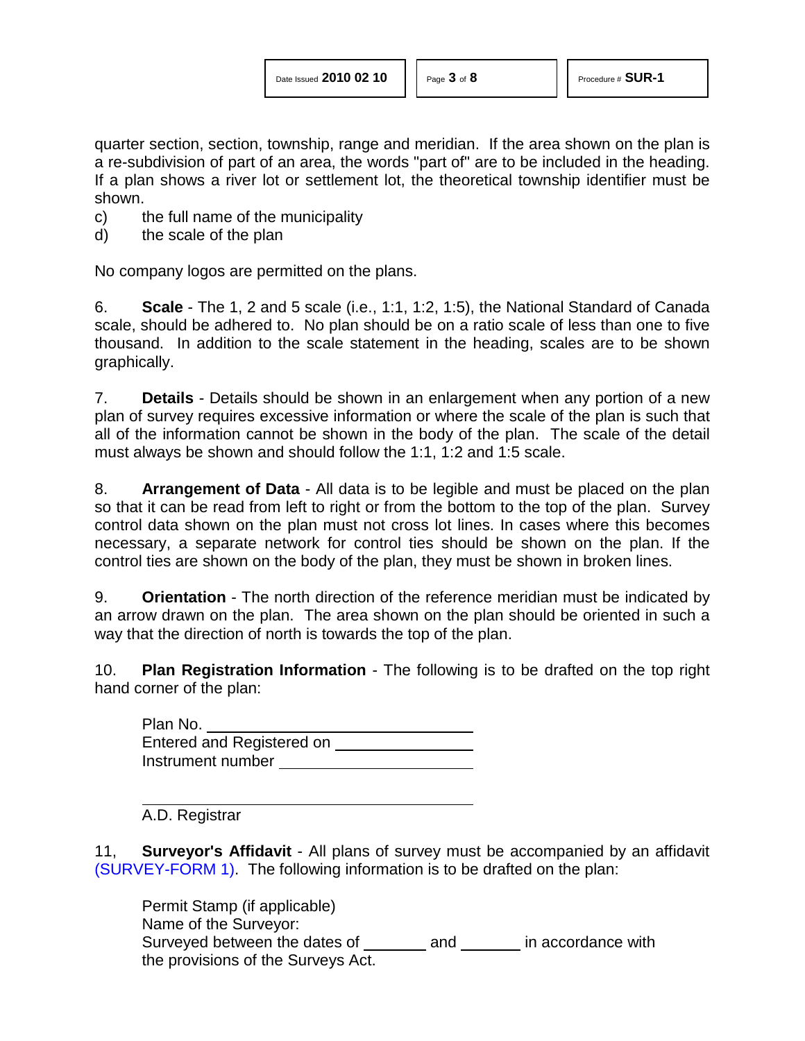quarter section, section, township, range and meridian. If the area shown on the plan is a re-subdivision of part of an area, the words "part of" are to be included in the heading. If a plan shows a river lot or settlement lot, the theoretical township identifier must be shown.

c) the full name of the municipality
d) the scale of the plan

No company logos are permitted on the plans.

6. **Scale** - The 1, 2 and 5 scale (i.e., 1:1, 1:2, 1:5), the National Standard of Canada scale, should be adhered to. No plan should be on a ratio scale of less than one to five thousand. In addition to the scale statement in the heading, scales are to be shown graphically.

7. **Details** - Details should be shown in an enlargement when any portion of a new plan of survey requires excessive information or where the scale of the plan is such that all of the information cannot be shown in the body of the plan. The scale of the detail must always be shown and should follow the 1:1, 1:2 and 1:5 scale.

8. **Arrangement of Data** - All data is to be legible and must be placed on the plan so that it can be read from left to right or from the bottom to the top of the plan. Survey control data shown on the plan must not cross lot lines. In cases where this becomes necessary, a separate network for control ties should be shown on the plan. If the control ties are shown on the body of the plan, they must be shown in broken lines.

9. **Orientation** - The north direction of the reference meridian must be indicated by an arrow drawn on the plan. The area shown on the plan should be oriented in such a way that the direction of north is towards the top of the plan.

10. **Plan Registration Information** - The following is to be drafted on the top right hand corner of the plan:

Plan No. ______________________________
Entered and Registered on ________________
Instrument number ______________________

______________________________________
A.D. Registrar

11, **Surveyor's Affidavit** - All plans of survey must be accompanied by an affidavit (SURVEY-FORM 1). The following information is to be drafted on the plan:

Permit Stamp (if applicable)
Name of the Surveyor:
Surveyed between the dates of _______ and _______ in accordance with the provisions of the Surveys Act.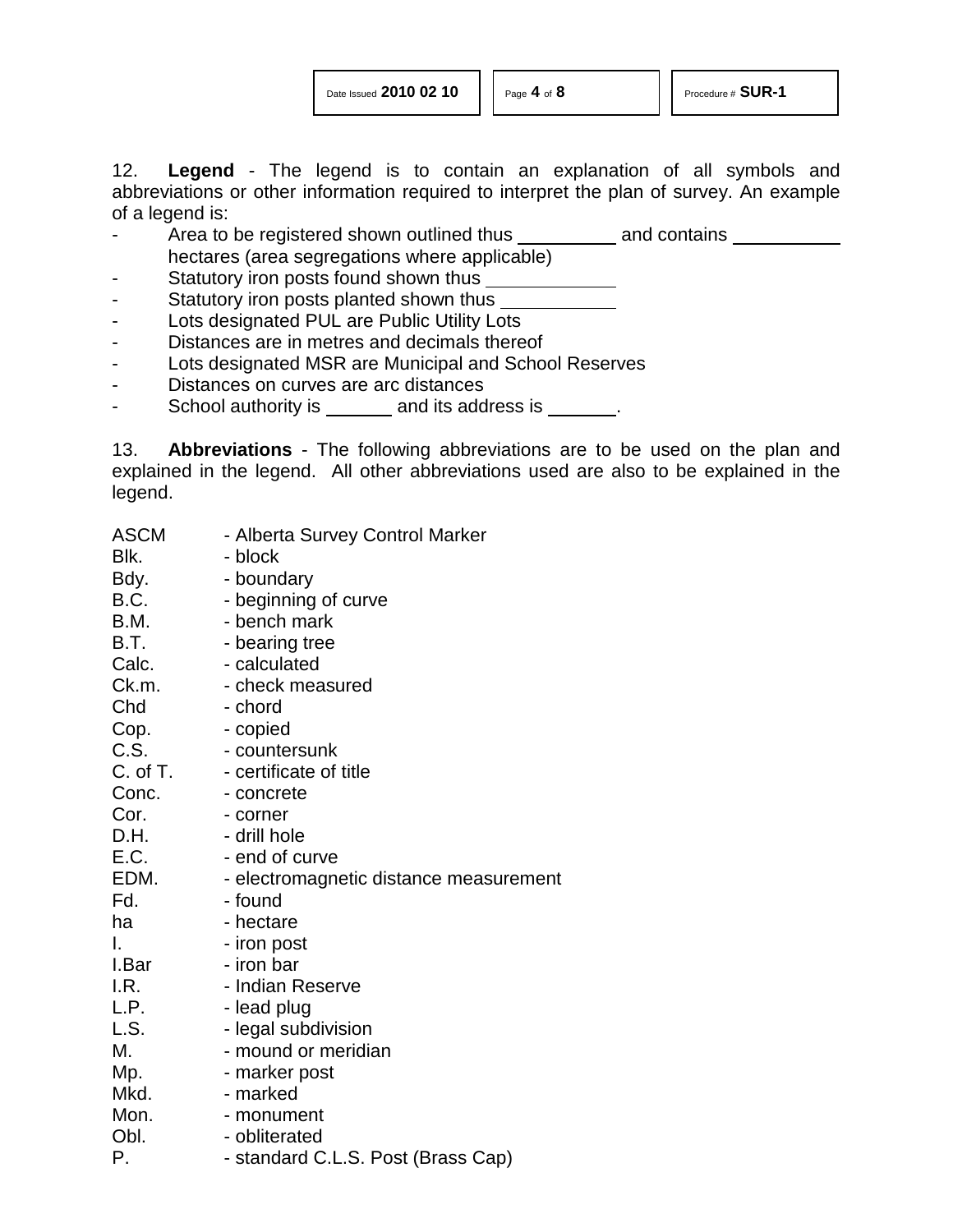12. **Legend** - The legend is to contain an explanation of all symbols and abbreviations or other information required to interpret the plan of survey. An example of a legend is:

- Area to be registered shown outlined thus __________ and contains __________ hectares (area segregations where applicable)
- Statutory iron posts found shown thus __________
- Statutory iron posts planted shown thus __________
- Lots designated PUL are Public Utility Lots
- Distances are in metres and decimals thereof
- Lots designated MSR are Municipal and School Reserves
- Distances on curves are arc distances
- School authority is _______ and its address is _______.

13. **Abbreviations** - The following abbreviations are to be used on the plan and explained in the legend. All other abbreviations used are also to be explained in the legend.

| | |
|---|---|
| ASCM | - Alberta Survey Control Marker |
| Blk. | - block |
| Bdy. | - boundary |
| B.C. | - beginning of curve |
| B.M. | - bench mark |
| B.T. | - bearing tree |
| Calc. | - calculated |
| Ck.m. | - check measured |
| Chd | - chord |
| Cop. | - copied |
| C.S. | - countersunk |
| C. of T. | - certificate of title |
| Conc. | - concrete |
| Cor. | - corner |
| D.H. | - drill hole |
| E.C. | - end of curve |
| EDM. | - electromagnetic distance measurement |
| Fd. | - found |
| ha | - hectare |
| I. | - iron post |
| I.Bar | - iron bar |
| I.R. | - Indian Reserve |
| L.P. | - lead plug |
| L.S. | - legal subdivision |
| M. | - mound or meridian |
| Mp. | - marker post |
| Mkd. | - marked |
| Mon. | - monument |
| Obl. | - obliterated |
| P. | - standard C.L.S. Post (Brass Cap) |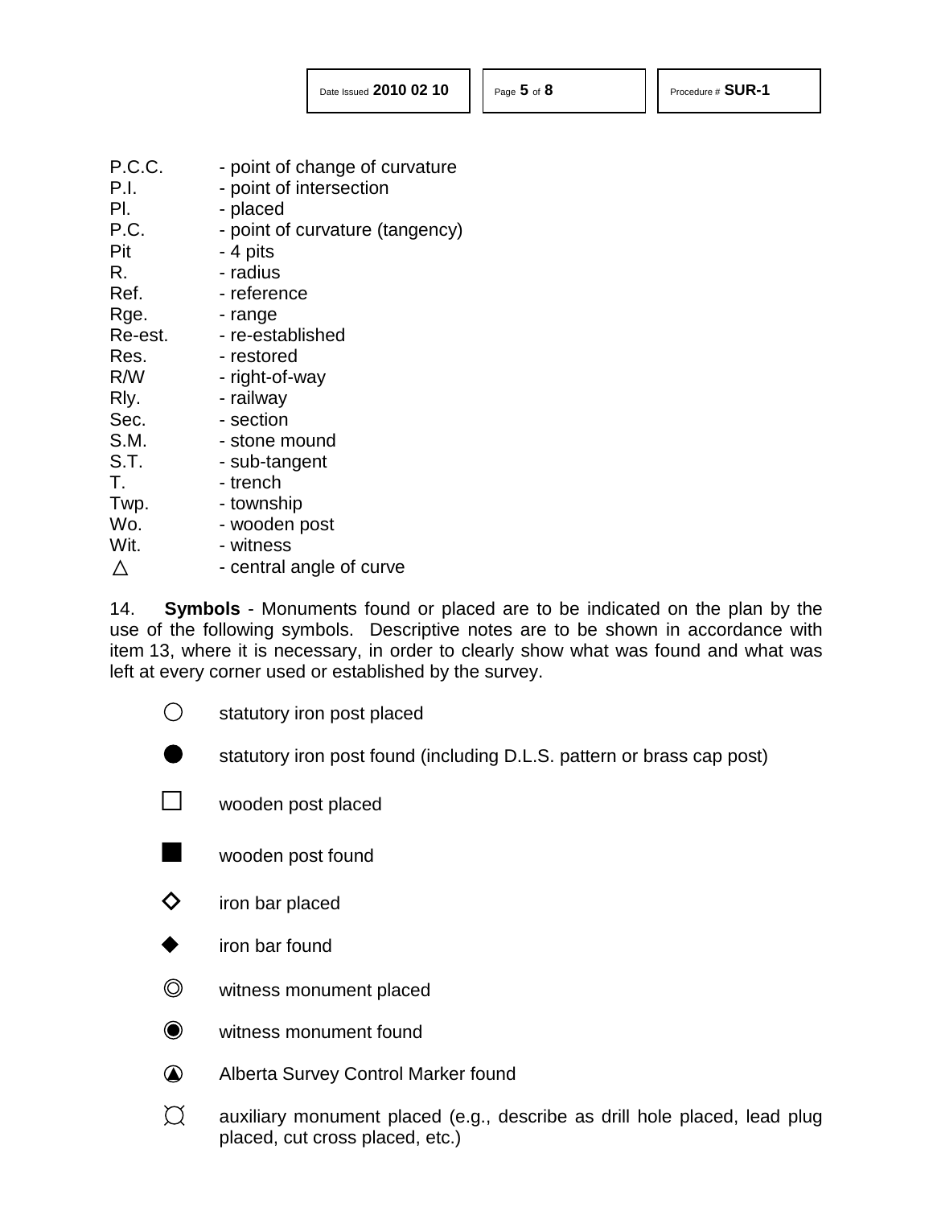| | |
|---|---|
| P.C.C. | - point of change of curvature |
| P.I. | - point of intersection |
| Pl. | - placed |
| P.C. | - point of curvature (tangency) |
| Pit | - 4 pits |
| R. | - radius |
| Ref. | - reference |
| Rge. | - range |
| Re-est. | - re-established |
| Res. | - restored |
| R/W | - right-of-way |
| Rly. | - railway |
| Sec. | - section |
| S.M. | - stone mound |
| S.T. | - sub-tangent |
| T. | - trench |
| Twp. | - township |
| Wo. | - wooden post |
| Wit. | - witness |
| △ | - central angle of curve |

14. **Symbols** - Monuments found or placed are to be indicated on the plan by the use of the following symbols. Descriptive notes are to be shown in accordance with item 13, where it is necessary, in order to clearly show what was found and what was left at every corner used or established by the survey.

| | |
|---|---|
| ○ | statutory iron post placed |
| ● | statutory iron post found (including D.L.S. pattern or brass cap post) |
| □ | wooden post placed |
| ■ | wooden post found |
| ◇ | iron bar placed |
| ◆ | iron bar found |
| ◎ | witness monument placed |
| ◉ | witness monument found |
| ⊛ | Alberta Survey Control Marker found |
| ¤ | auxiliary monument placed (e.g., describe as drill hole placed, lead plug placed, cut cross placed, etc.) |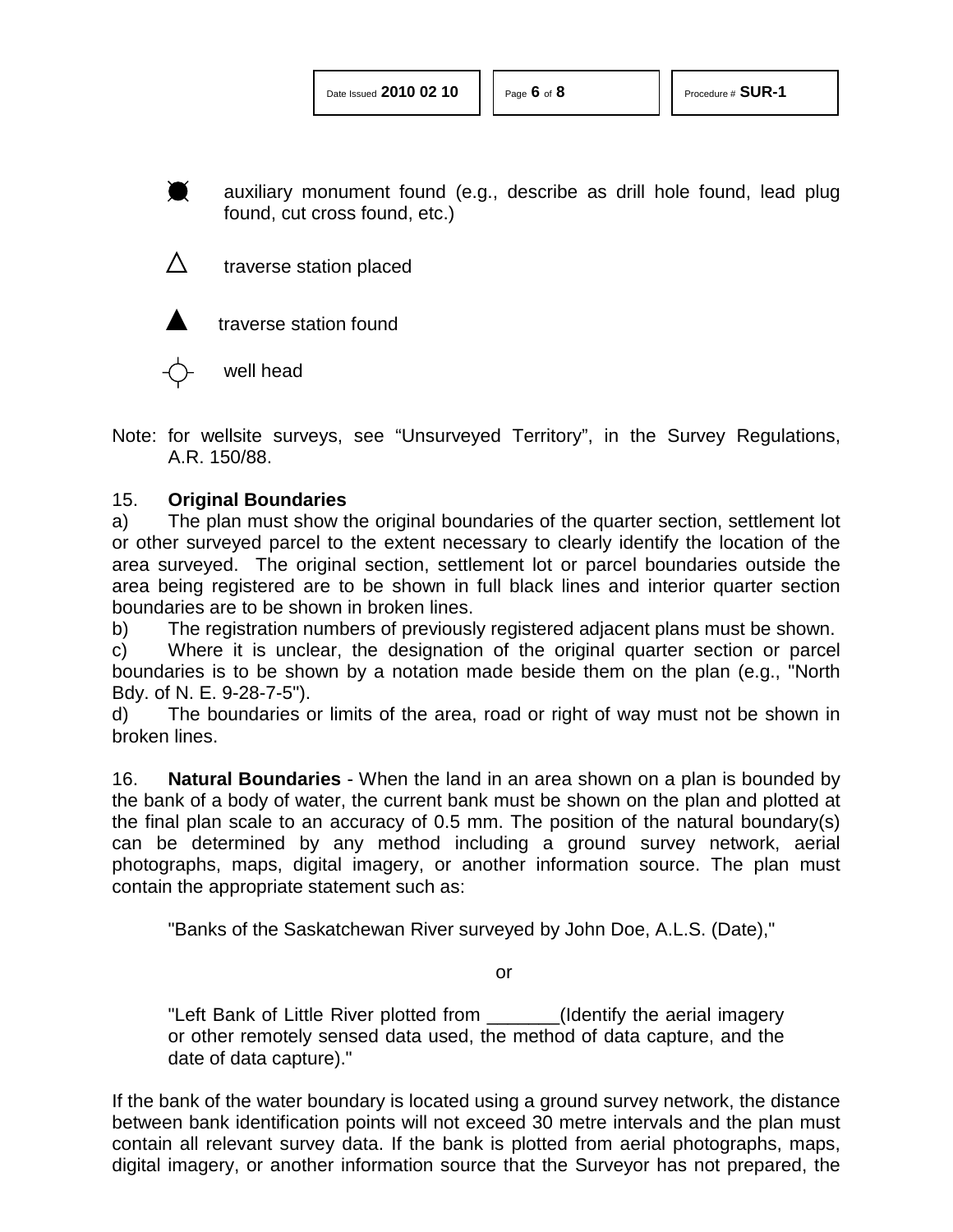- auxiliary monument found (e.g., describe as drill hole found, lead plug found, cut cross found, etc.)
- △ traverse station placed
- ▲ traverse station found
- well head

Note: for wellsite surveys, see "Unsurveyed Territory", in the Survey Regulations, A.R. 150/88.

15. **Original Boundaries**

a) The plan must show the original boundaries of the quarter section, settlement lot or other surveyed parcel to the extent necessary to clearly identify the location of the area surveyed. The original section, settlement lot or parcel boundaries outside the area being registered are to be shown in full black lines and interior quarter section boundaries are to be shown in broken lines.

b) The registration numbers of previously registered adjacent plans must be shown.

c) Where it is unclear, the designation of the original quarter section or parcel boundaries is to be shown by a notation made beside them on the plan (e.g., "North Bdy. of N. E. 9-28-7-5").

d) The boundaries or limits of the area, road or right of way must not be shown in broken lines.

16. **Natural Boundaries** - When the land in an area shown on a plan is bounded by the bank of a body of water, the current bank must be shown on the plan and plotted at the final plan scale to an accuracy of 0.5 mm. The position of the natural boundary(s) can be determined by any method including a ground survey network, aerial photographs, maps, digital imagery, or another information source. The plan must contain the appropriate statement such as:

> "Banks of the Saskatchewan River surveyed by John Doe, A.L.S. (Date),"
>
> or
>
> "Left Bank of Little River plotted from _______(Identify the aerial imagery or other remotely sensed data used, the method of data capture, and the date of data capture)."

If the bank of the water boundary is located using a ground survey network, the distance between bank identification points will not exceed 30 metre intervals and the plan must contain all relevant survey data. If the bank is plotted from aerial photographs, maps, digital imagery, or another information source that the Surveyor has not prepared, the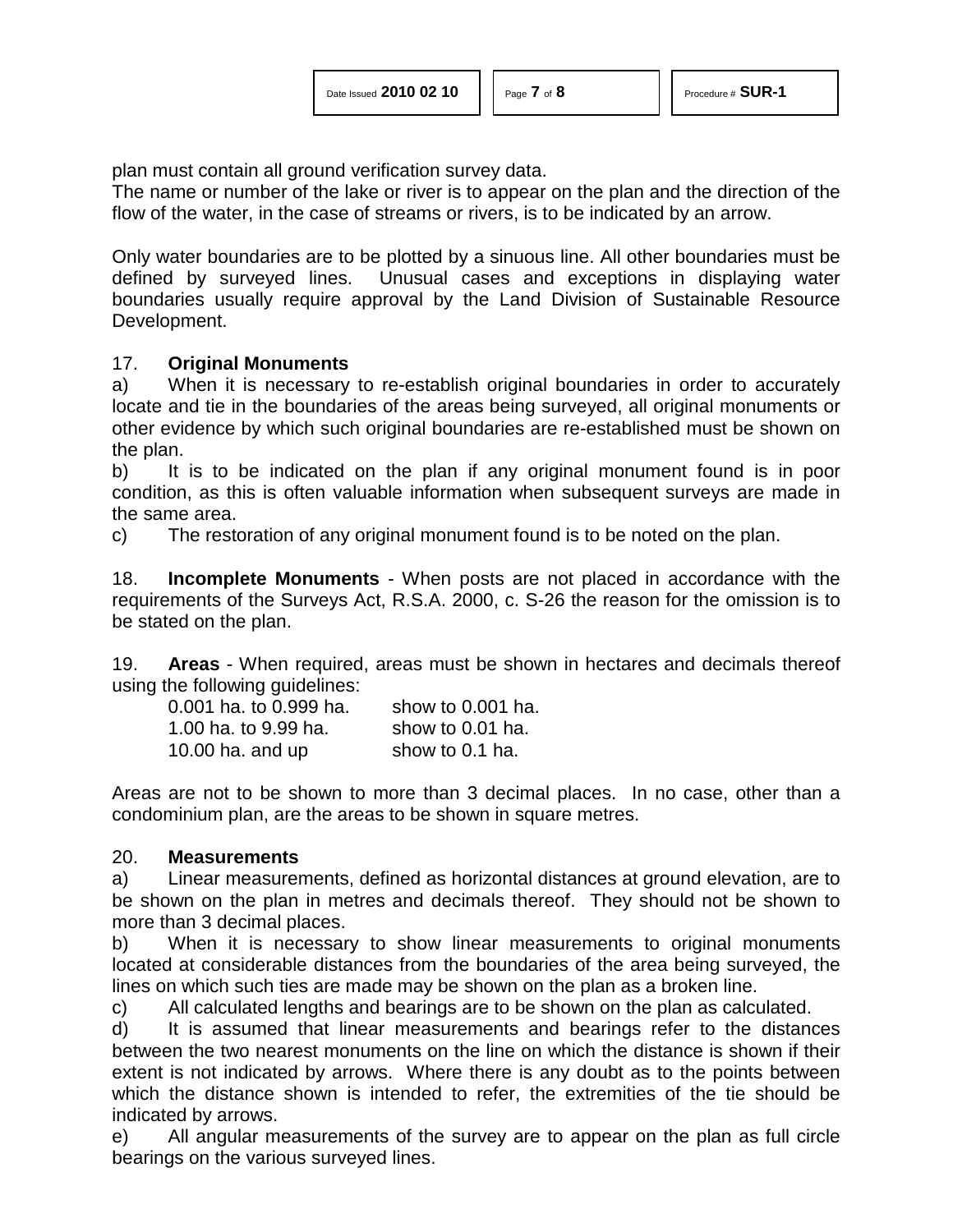plan must contain all ground verification survey data.
The name or number of the lake or river is to appear on the plan and the direction of the flow of the water, in the case of streams or rivers, is to be indicated by an arrow.

Only water boundaries are to be plotted by a sinuous line. All other boundaries must be defined by surveyed lines. Unusual cases and exceptions in displaying water boundaries usually require approval by the Land Division of Sustainable Resource Development.

17. **Original Monuments**

a) When it is necessary to re-establish original boundaries in order to accurately locate and tie in the boundaries of the areas being surveyed, all original monuments or other evidence by which such original boundaries are re-established must be shown on the plan.

b) It is to be indicated on the plan if any original monument found is in poor condition, as this is often valuable information when subsequent surveys are made in the same area.

c) The restoration of any original monument found is to be noted on the plan.

18. **Incomplete Monuments** - When posts are not placed in accordance with the requirements of the Surveys Act, R.S.A. 2000, c. S-26 the reason for the omission is to be stated on the plan.

19. **Areas** - When required, areas must be shown in hectares and decimals thereof using the following guidelines:

| | |
|---|---|
| 0.001 ha. to 0.999 ha. | show to 0.001 ha. |
| 1.00 ha. to 9.99 ha. | show to 0.01 ha. |
| 10.00 ha. and up | show to 0.1 ha. |

Areas are not to be shown to more than 3 decimal places. In no case, other than a condominium plan, are the areas to be shown in square metres.

20. **Measurements**

a) Linear measurements, defined as horizontal distances at ground elevation, are to be shown on the plan in metres and decimals thereof. They should not be shown to more than 3 decimal places.

b) When it is necessary to show linear measurements to original monuments located at considerable distances from the boundaries of the area being surveyed, the lines on which such ties are made may be shown on the plan as a broken line.

c) All calculated lengths and bearings are to be shown on the plan as calculated.

d) It is assumed that linear measurements and bearings refer to the distances between the two nearest monuments on the line on which the distance is shown if their extent is not indicated by arrows. Where there is any doubt as to the points between which the distance shown is intended to refer, the extremities of the tie should be indicated by arrows.

e) All angular measurements of the survey are to appear on the plan as full circle bearings on the various surveyed lines.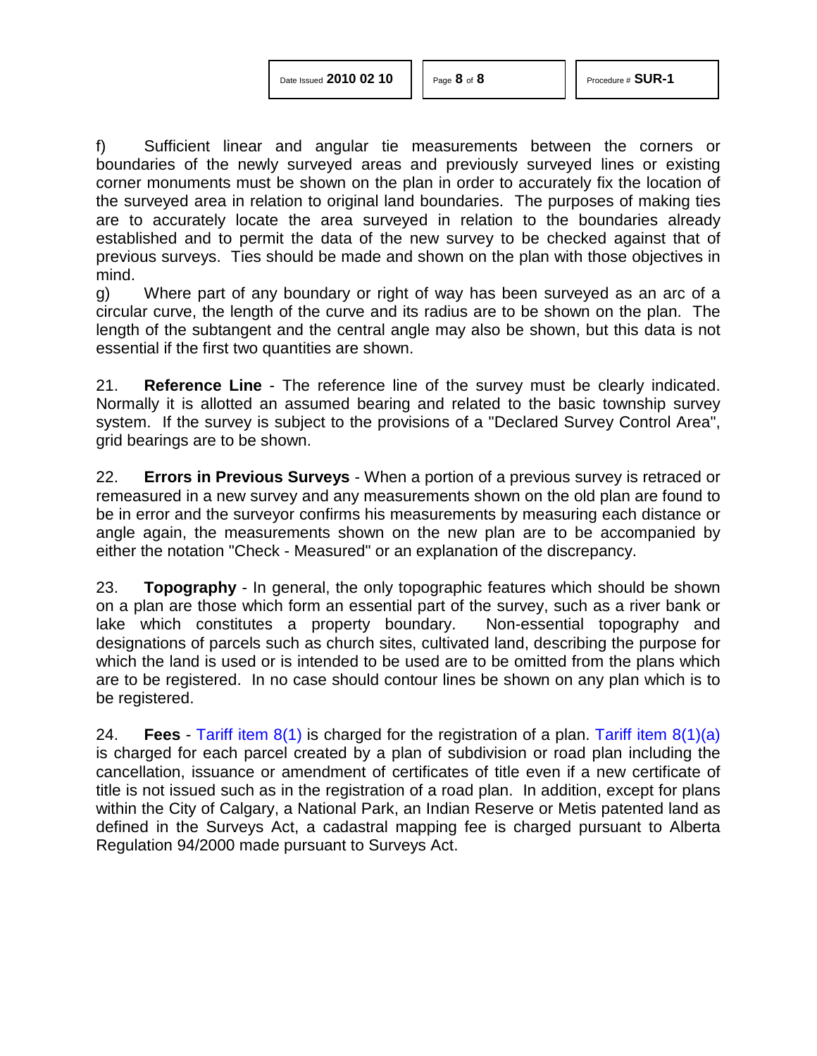f) Sufficient linear and angular tie measurements between the corners or boundaries of the newly surveyed areas and previously surveyed lines or existing corner monuments must be shown on the plan in order to accurately fix the location of the surveyed area in relation to original land boundaries. The purposes of making ties are to accurately locate the area surveyed in relation to the boundaries already established and to permit the data of the new survey to be checked against that of previous surveys. Ties should be made and shown on the plan with those objectives in mind.

g) Where part of any boundary or right of way has been surveyed as an arc of a circular curve, the length of the curve and its radius are to be shown on the plan. The length of the subtangent and the central angle may also be shown, but this data is not essential if the first two quantities are shown.

21. **Reference Line** - The reference line of the survey must be clearly indicated. Normally it is allotted an assumed bearing and related to the basic township survey system. If the survey is subject to the provisions of a "Declared Survey Control Area", grid bearings are to be shown.

22. **Errors in Previous Surveys** - When a portion of a previous survey is retraced or remeasured in a new survey and any measurements shown on the old plan are found to be in error and the surveyor confirms his measurements by measuring each distance or angle again, the measurements shown on the new plan are to be accompanied by either the notation "Check - Measured" or an explanation of the discrepancy.

23. **Topography** - In general, the only topographic features which should be shown on a plan are those which form an essential part of the survey, such as a river bank or lake which constitutes a property boundary. Non-essential topography and designations of parcels such as church sites, cultivated land, describing the purpose for which the land is used or is intended to be used are to be omitted from the plans which are to be registered. In no case should contour lines be shown on any plan which is to be registered.

24. **Fees** - Tariff item 8(1) is charged for the registration of a plan. Tariff item 8(1)(a) is charged for each parcel created by a plan of subdivision or road plan including the cancellation, issuance or amendment of certificates of title even if a new certificate of title is not issued such as in the registration of a road plan. In addition, except for plans within the City of Calgary, a National Park, an Indian Reserve or Metis patented land as defined in the Surveys Act, a cadastral mapping fee is charged pursuant to Alberta Regulation 94/2000 made pursuant to Surveys Act.